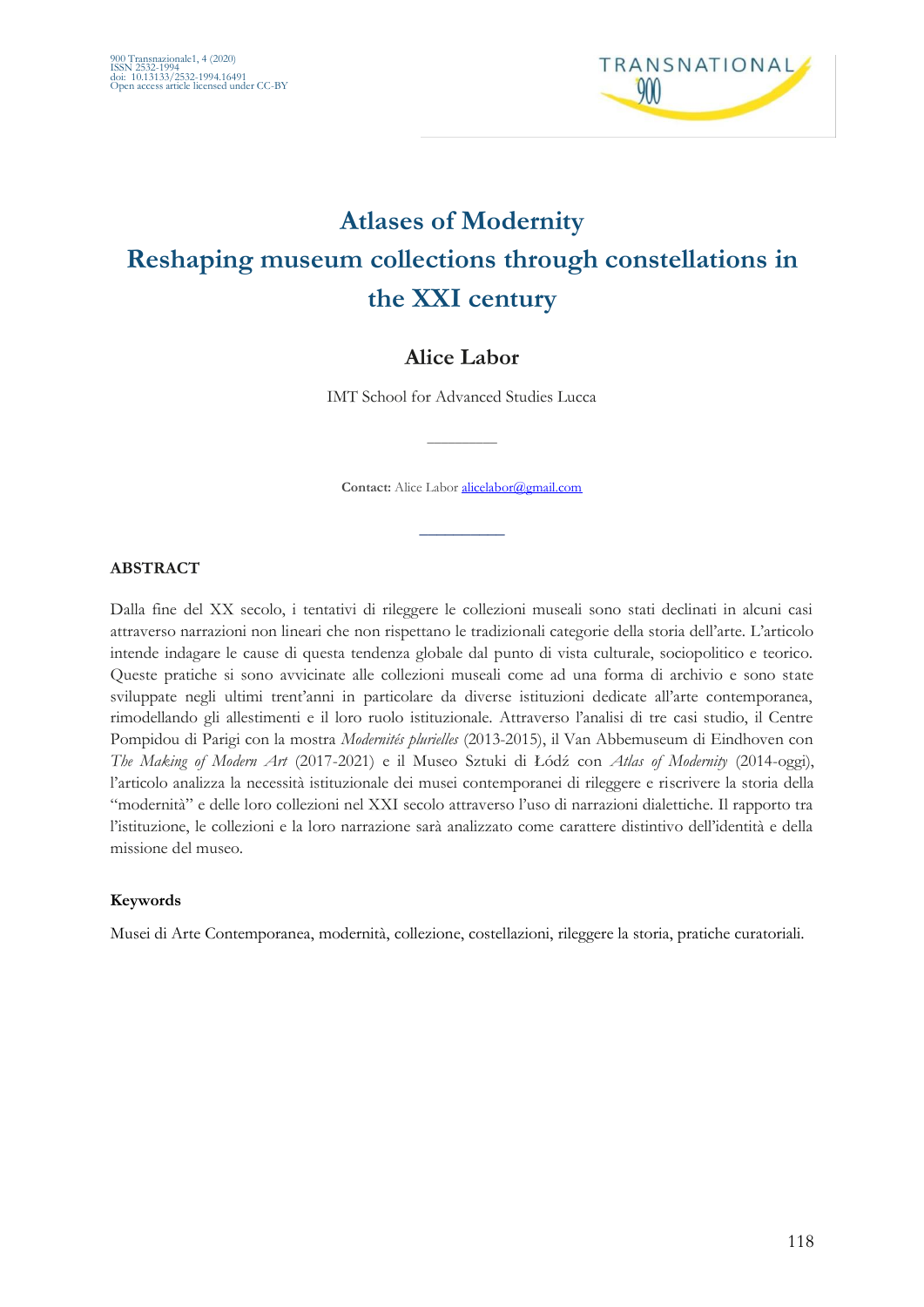# Atlases of Modernity
# Reshaping museum collections through constellations in the XXI century

## Alice Labor

IMT School for Advanced Studies Lucca

**Contact:** Alice Labor alicelabor@gmail.com

### ABSTRACT

Dalla fine del XX secolo, i tentativi di rileggere le collezioni museali sono stati declinati in alcuni casi attraverso narrazioni non lineari che non rispettano le tradizionali categorie della storia dell'arte. L'articolo intende indagare le cause di questa tendenza globale dal punto di vista culturale, sociopolitico e teorico. Queste pratiche si sono avvicinate alle collezioni museali come ad una forma di archivio e sono state sviluppate negli ultimi trent'anni in particolare da diverse istituzioni dedicate all'arte contemporanea, rimodellando gli allestimenti e il loro ruolo istituzionale. Attraverso l'analisi di tre casi studio, il Centre Pompidou di Parigi con la mostra *Modernités plurielles* (2013-2015), il Van Abbemuseum di Eindhoven con *The Making of Modern Art* (2017-2021) e il Museo Sztuki di Łódź con *Atlas of Modernity* (2014-oggi), l'articolo analizza la necessità istituzionale dei musei contemporanei di rileggere e riscrivere la storia della "modernità" e delle loro collezioni nel XXI secolo attraverso l'uso di narrazioni dialettiche. Il rapporto tra l'istituzione, le collezioni e la loro narrazione sarà analizzato come carattere distintivo dell'identità e della missione del museo.

### Keywords

Musei di Arte Contemporanea, modernità, collezione, costellazioni, rileggere la storia, pratiche curatoriali.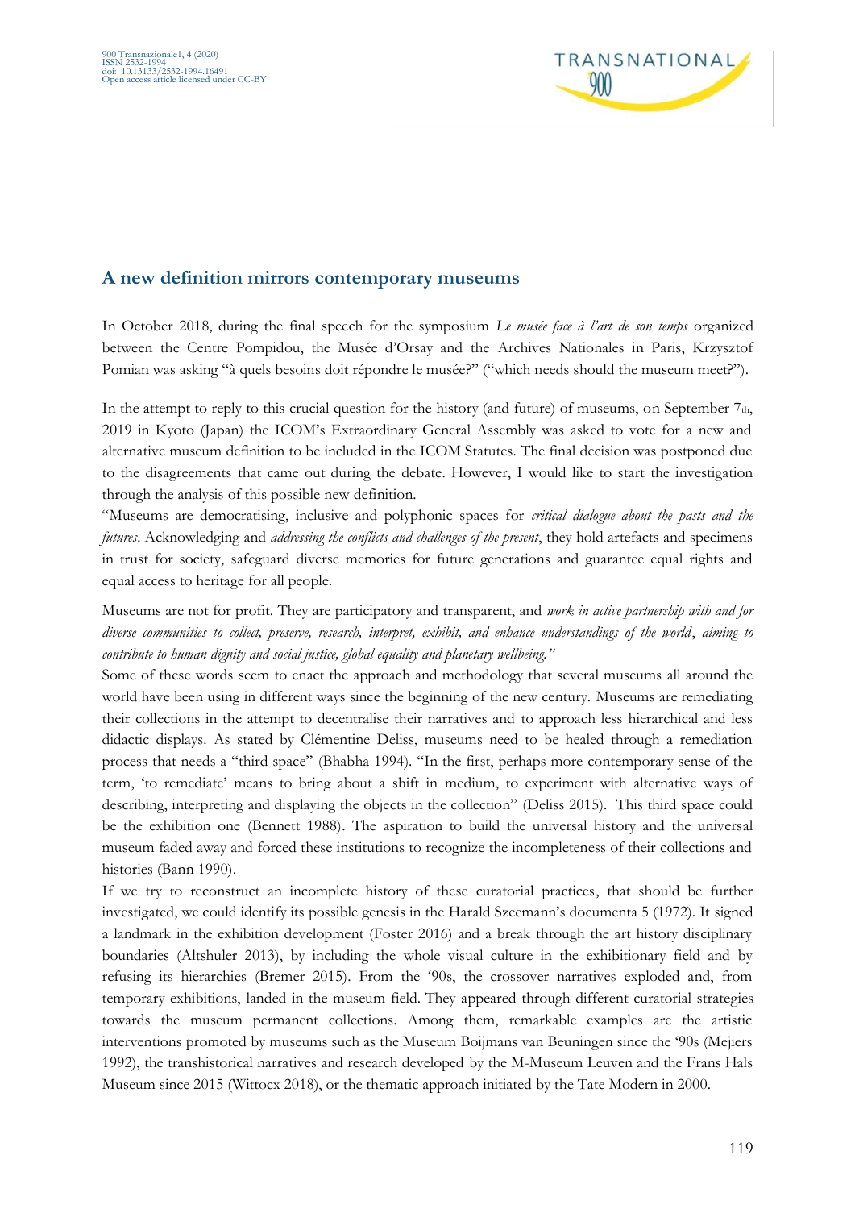## A new definition mirrors contemporary museums

In October 2018, during the final speech for the symposium *Le musée face à l'art de son temps* organized between the Centre Pompidou, the Musée d'Orsay and the Archives Nationales in Paris, Krzysztof Pomian was asking "à quels besoins doit répondre le musée?" ("which needs should the museum meet?").

In the attempt to reply to this crucial question for the history (and future) of museums, on September 7th, 2019 in Kyoto (Japan) the ICOM's Extraordinary General Assembly was asked to vote for a new and alternative museum definition to be included in the ICOM Statutes. The final decision was postponed due to the disagreements that came out during the debate. However, I would like to start the investigation through the analysis of this possible new definition.

"Museums are democratising, inclusive and polyphonic spaces for *critical dialogue about the pasts and the futures*. Acknowledging and *addressing the conflicts and challenges of the present*, they hold artefacts and specimens in trust for society, safeguard diverse memories for future generations and guarantee equal rights and equal access to heritage for all people.

Museums are not for profit. They are participatory and transparent, and *work in active partnership with and for diverse communities to collect, preserve, research, interpret, exhibit, and enhance understandings of the world*, *aiming to contribute to human dignity and social justice, global equality and planetary wellbeing."*

Some of these words seem to enact the approach and methodology that several museums all around the world have been using in different ways since the beginning of the new century. Museums are remediating their collections in the attempt to decentralise their narratives and to approach less hierarchical and less didactic displays. As stated by Clémentine Deliss, museums need to be healed through a remediation process that needs a "third space" (Bhabha 1994). "In the first, perhaps more contemporary sense of the term, 'to remediate' means to bring about a shift in medium, to experiment with alternative ways of describing, interpreting and displaying the objects in the collection" (Deliss 2015). This third space could be the exhibition one (Bennett 1988). The aspiration to build the universal history and the universal museum faded away and forced these institutions to recognize the incompleteness of their collections and histories (Bann 1990).

If we try to reconstruct an incomplete history of these curatorial practices, that should be further investigated, we could identify its possible genesis in the Harald Szeemann's documenta 5 (1972). It signed a landmark in the exhibition development (Foster 2016) and a break through the art history disciplinary boundaries (Altshuler 2013), by including the whole visual culture in the exhibitionary field and by refusing its hierarchies (Bremer 2015). From the '90s, the crossover narratives exploded and, from temporary exhibitions, landed in the museum field. They appeared through different curatorial strategies towards the museum permanent collections. Among them, remarkable examples are the artistic interventions promoted by museums such as the Museum Boijmans van Beuningen since the '90s (Mejiers 1992), the transhistorical narratives and research developed by the M-Museum Leuven and the Frans Hals Museum since 2015 (Wittocx 2018), or the thematic approach initiated by the Tate Modern in 2000.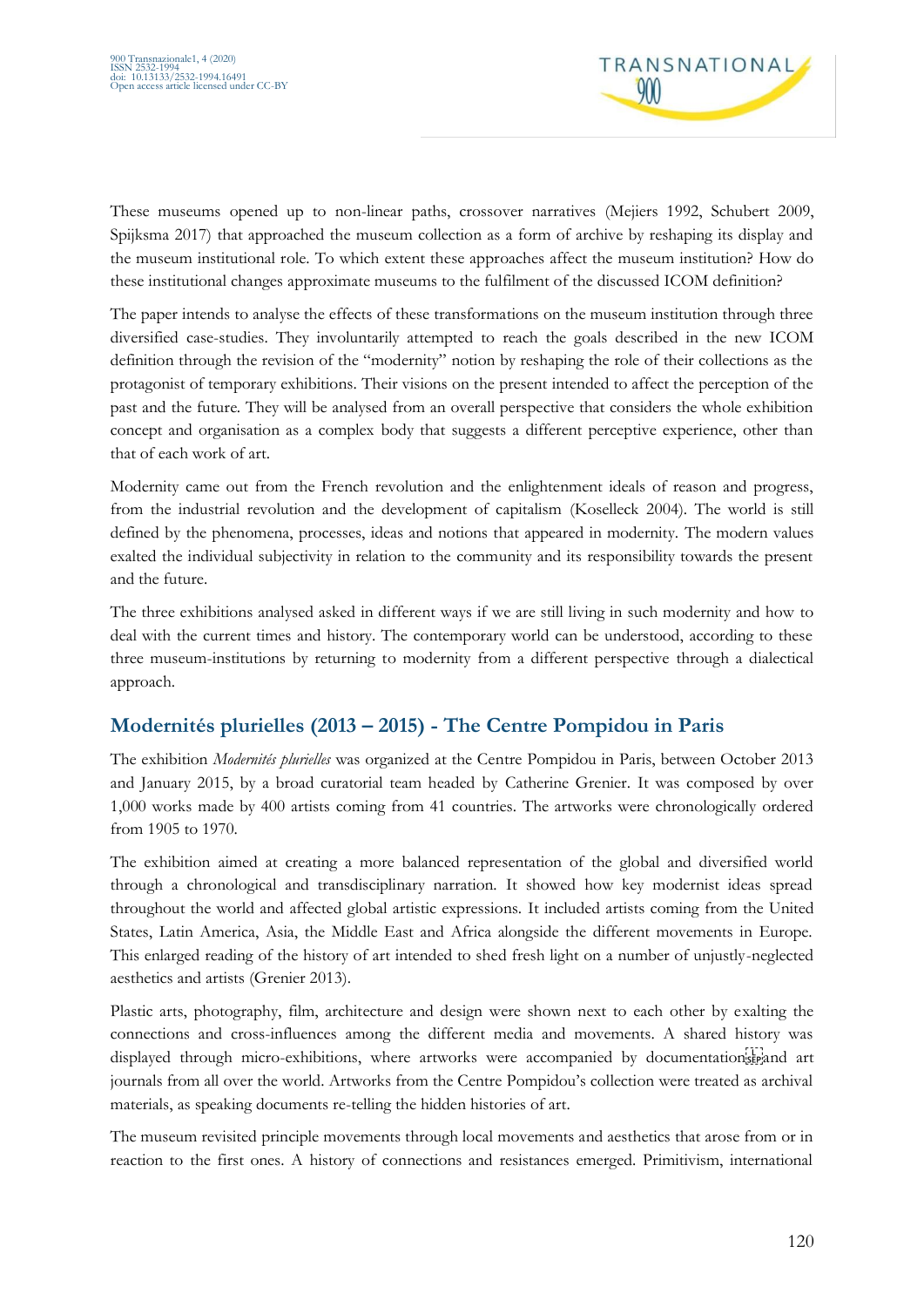These museums opened up to non-linear paths, crossover narratives (Mejiers 1992, Schubert 2009, Spijksma 2017) that approached the museum collection as a form of archive by reshaping its display and the museum institutional role. To which extent these approaches affect the museum institution? How do these institutional changes approximate museums to the fulfilment of the discussed ICOM definition?

The paper intends to analyse the effects of these transformations on the museum institution through three diversified case-studies. They involuntarily attempted to reach the goals described in the new ICOM definition through the revision of the "modernity" notion by reshaping the role of their collections as the protagonist of temporary exhibitions. Their visions on the present intended to affect the perception of the past and the future. They will be analysed from an overall perspective that considers the whole exhibition concept and organisation as a complex body that suggests a different perceptive experience, other than that of each work of art.

Modernity came out from the French revolution and the enlightenment ideals of reason and progress, from the industrial revolution and the development of capitalism (Koselleck 2004). The world is still defined by the phenomena, processes, ideas and notions that appeared in modernity. The modern values exalted the individual subjectivity in relation to the community and its responsibility towards the present and the future.

The three exhibitions analysed asked in different ways if we are still living in such modernity and how to deal with the current times and history. The contemporary world can be understood, according to these three museum-institutions by returning to modernity from a different perspective through a dialectical approach.

## Modernités plurielles (2013 – 2015) - The Centre Pompidou in Paris

The exhibition *Modernités plurielles* was organized at the Centre Pompidou in Paris, between October 2013 and January 2015, by a broad curatorial team headed by Catherine Grenier. It was composed by over 1,000 works made by 400 artists coming from 41 countries. The artworks were chronologically ordered from 1905 to 1970.

The exhibition aimed at creating a more balanced representation of the global and diversified world through a chronological and transdisciplinary narration. It showed how key modernist ideas spread throughout the world and affected global artistic expressions. It included artists coming from the United States, Latin America, Asia, the Middle East and Africa alongside the different movements in Europe. This enlarged reading of the history of art intended to shed fresh light on a number of unjustly-neglected aesthetics and artists (Grenier 2013).

Plastic arts, photography, film, architecture and design were shown next to each other by exalting the connections and cross-influences among the different media and movements. A shared history was displayed through micro-exhibitions, where artworks were accompanied by documentation and art journals from all over the world. Artworks from the Centre Pompidou's collection were treated as archival materials, as speaking documents re-telling the hidden histories of art.

The museum revisited principle movements through local movements and aesthetics that arose from or in reaction to the first ones. A history of connections and resistances emerged. Primitivism, international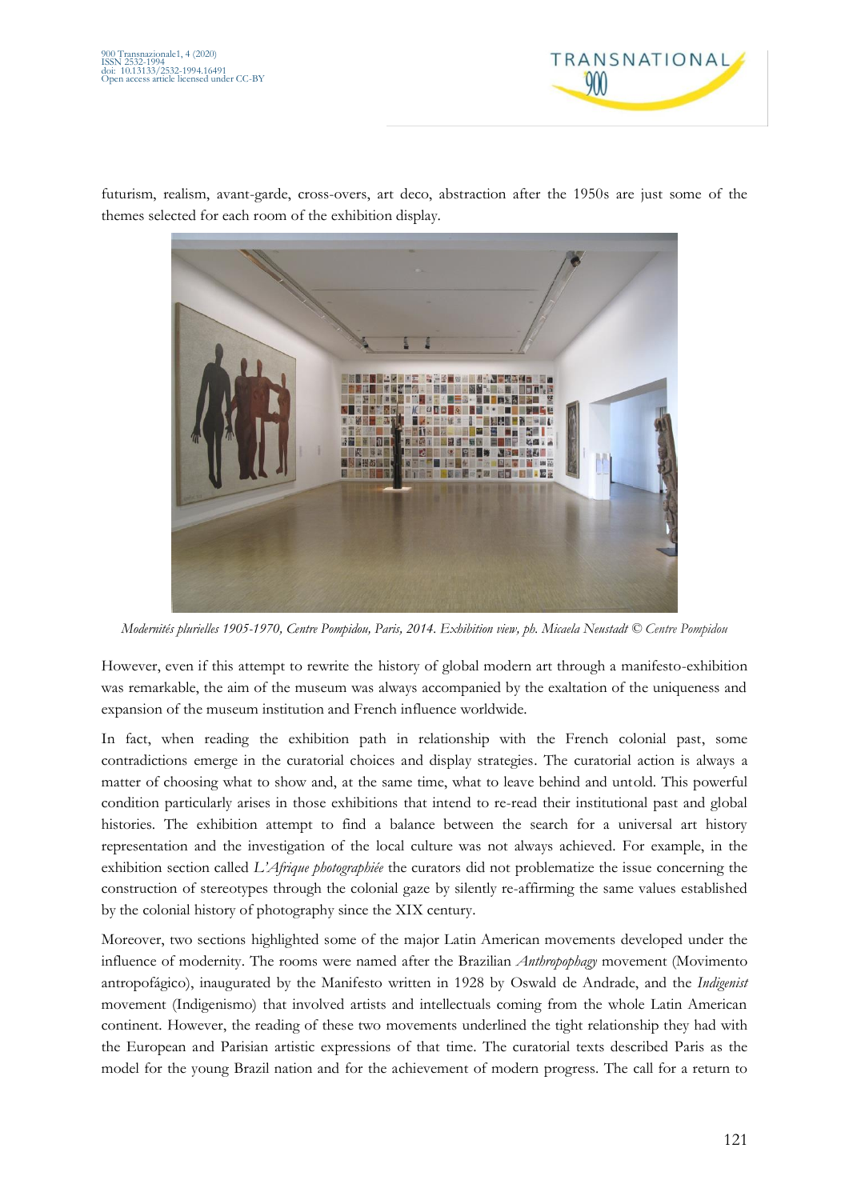futurism, realism, avant-garde, cross-overs, art deco, abstraction after the 1950s are just some of the themes selected for each room of the exhibition display.

*Modernités plurielles 1905-1970, Centre Pompidou, Paris, 2014. Exhibition view, ph. Micaela Neustadt © Centre Pompidou*

However, even if this attempt to rewrite the history of global modern art through a manifesto-exhibition was remarkable, the aim of the museum was always accompanied by the exaltation of the uniqueness and expansion of the museum institution and French influence worldwide.

In fact, when reading the exhibition path in relationship with the French colonial past, some contradictions emerge in the curatorial choices and display strategies. The curatorial action is always a matter of choosing what to show and, at the same time, what to leave behind and untold. This powerful condition particularly arises in those exhibitions that intend to re-read their institutional past and global histories. The exhibition attempt to find a balance between the search for a universal art history representation and the investigation of the local culture was not always achieved. For example, in the exhibition section called *L'Afrique photographiée* the curators did not problematize the issue concerning the construction of stereotypes through the colonial gaze by silently re-affirming the same values established by the colonial history of photography since the XIX century.

Moreover, two sections highlighted some of the major Latin American movements developed under the influence of modernity. The rooms were named after the Brazilian *Anthropophagy* movement (Movimento antropofágico), inaugurated by the Manifesto written in 1928 by Oswald de Andrade, and the *Indigenist* movement (Indigenismo) that involved artists and intellectuals coming from the whole Latin American continent. However, the reading of these two movements underlined the tight relationship they had with the European and Parisian artistic expressions of that time. The curatorial texts described Paris as the model for the young Brazil nation and for the achievement of modern progress. The call for a return to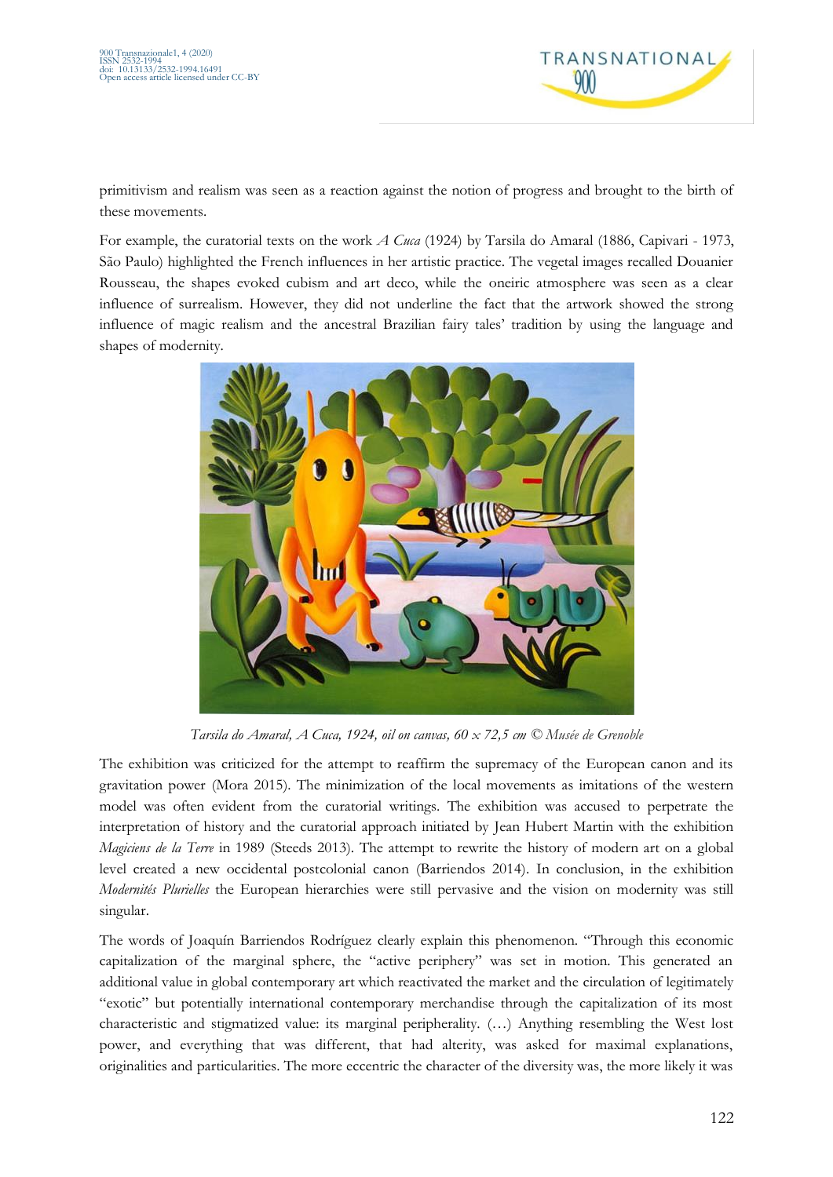primitivism and realism was seen as a reaction against the notion of progress and brought to the birth of these movements.

For example, the curatorial texts on the work *A Cuca* (1924) by Tarsila do Amaral (1886, Capivari - 1973, São Paulo) highlighted the French influences in her artistic practice. The vegetal images recalled Douanier Rousseau, the shapes evoked cubism and art deco, while the oneiric atmosphere was seen as a clear influence of surrealism. However, they did not underline the fact that the artwork showed the strong influence of magic realism and the ancestral Brazilian fairy tales' tradition by using the language and shapes of modernity.

*Tarsila do Amaral, A Cuca, 1924, oil on canvas, 60 x 72,5 cm © Musée de Grenoble*

The exhibition was criticized for the attempt to reaffirm the supremacy of the European canon and its gravitation power (Mora 2015). The minimization of the local movements as imitations of the western model was often evident from the curatorial writings. The exhibition was accused to perpetrate the interpretation of history and the curatorial approach initiated by Jean Hubert Martin with the exhibition *Magiciens de la Terre* in 1989 (Steeds 2013). The attempt to rewrite the history of modern art on a global level created a new occidental postcolonial canon (Barriendos 2014). In conclusion, in the exhibition *Modernités Plurielles* the European hierarchies were still pervasive and the vision on modernity was still singular.

The words of Joaquín Barriendos Rodríguez clearly explain this phenomenon. "Through this economic capitalization of the marginal sphere, the "active periphery" was set in motion. This generated an additional value in global contemporary art which reactivated the market and the circulation of legitimately "exotic" but potentially international contemporary merchandise through the capitalization of its most characteristic and stigmatized value: its marginal peripherality. (…) Anything resembling the West lost power, and everything that was different, that had alterity, was asked for maximal explanations, originalities and particularities. The more eccentric the character of the diversity was, the more likely it was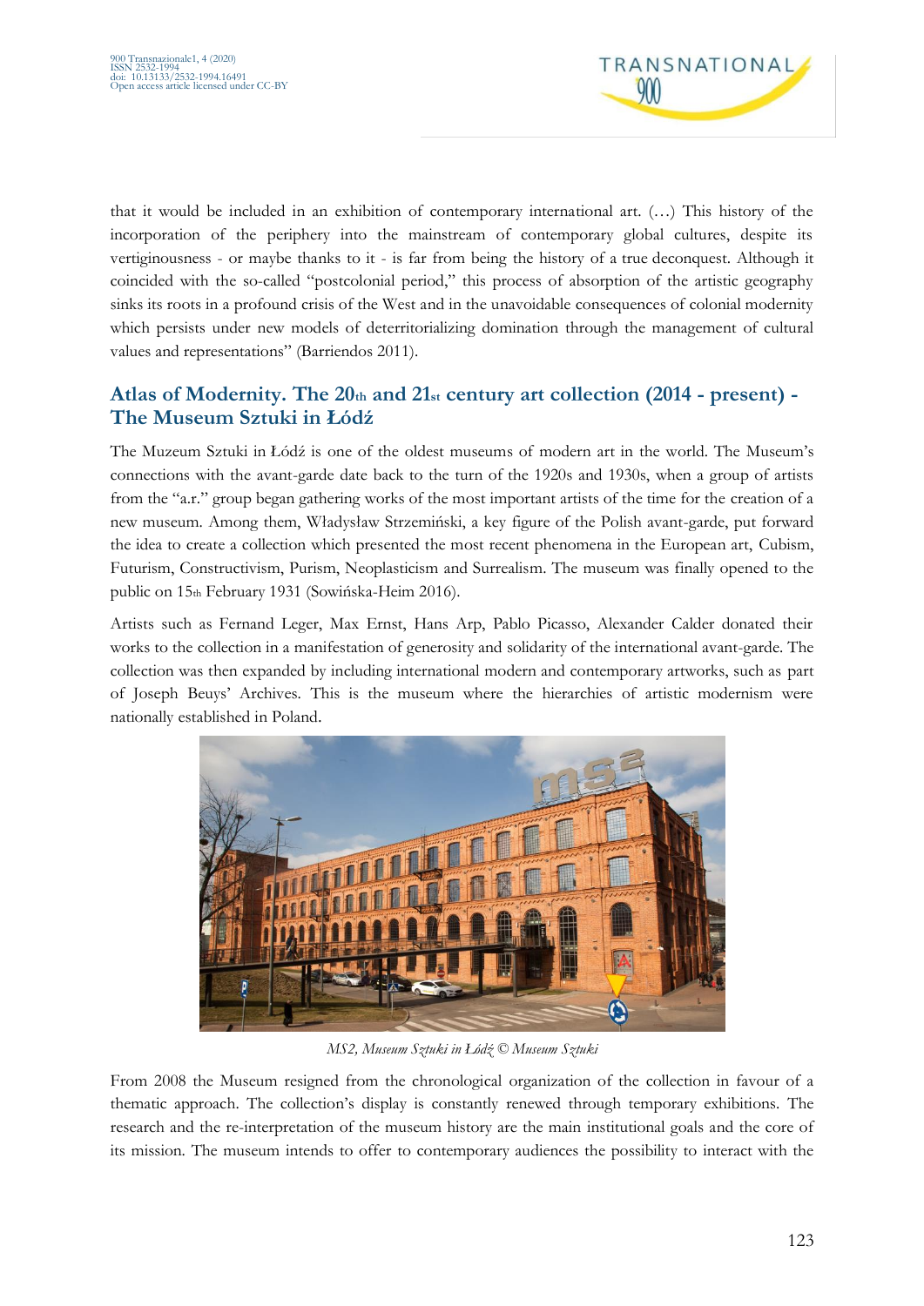that it would be included in an exhibition of contemporary international art. (…) This history of the incorporation of the periphery into the mainstream of contemporary global cultures, despite its vertiginousness - or maybe thanks to it - is far from being the history of a true deconquest. Although it coincided with the so-called "postcolonial period," this process of absorption of the artistic geography sinks its roots in a profound crisis of the West and in the unavoidable consequences of colonial modernity which persists under new models of deterritorializing domination through the management of cultural values and representations" (Barriendos 2011).

## Atlas of Modernity. The 20th and 21st century art collection (2014 - present) - The Museum Sztuki in Łódź

The Muzeum Sztuki in Łódź is one of the oldest museums of modern art in the world. The Museum's connections with the avant-garde date back to the turn of the 1920s and 1930s, when a group of artists from the "a.r." group began gathering works of the most important artists of the time for the creation of a new museum. Among them, Władysław Strzemiński, a key figure of the Polish avant-garde, put forward the idea to create a collection which presented the most recent phenomena in the European art, Cubism, Futurism, Constructivism, Purism, Neoplasticism and Surrealism. The museum was finally opened to the public on 15th February 1931 (Sowińska-Heim 2016).

Artists such as Fernand Leger, Max Ernst, Hans Arp, Pablo Picasso, Alexander Calder donated their works to the collection in a manifestation of generosity and solidarity of the international avant-garde. The collection was then expanded by including international modern and contemporary artworks, such as part of Joseph Beuys' Archives. This is the museum where the hierarchies of artistic modernism were nationally established in Poland.

*MS2, Museum Sztuki in Łódź © Museum Sztuki*

From 2008 the Museum resigned from the chronological organization of the collection in favour of a thematic approach. The collection's display is constantly renewed through temporary exhibitions. The research and the re-interpretation of the museum history are the main institutional goals and the core of its mission. The museum intends to offer to contemporary audiences the possibility to interact with the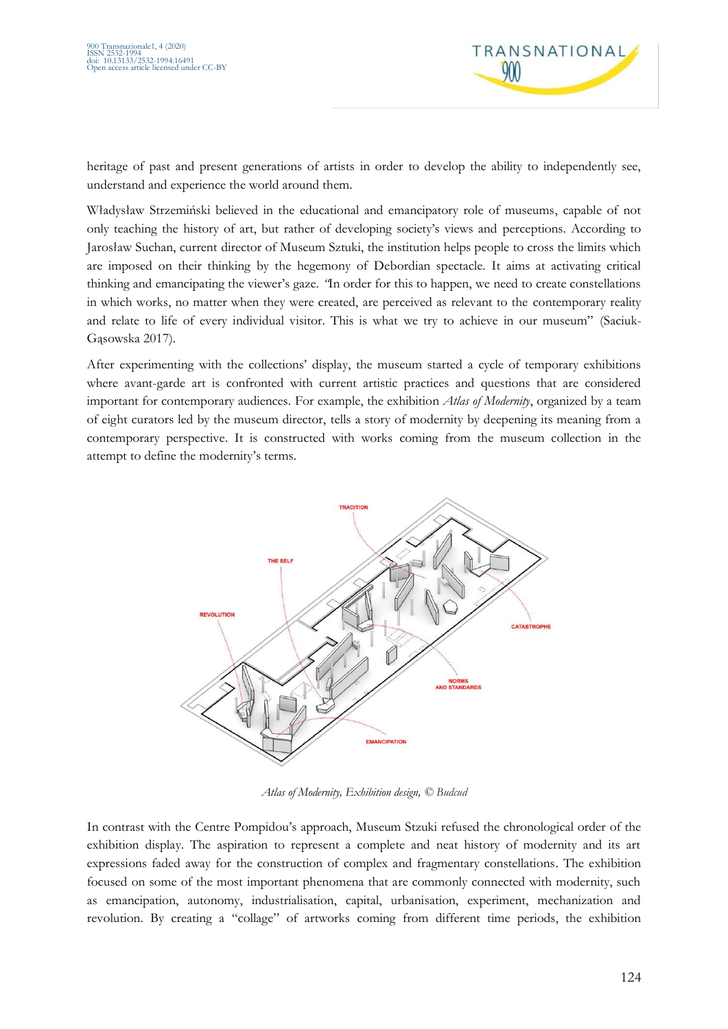heritage of past and present generations of artists in order to develop the ability to independently see, understand and experience the world around them.

Władysław Strzemiński believed in the educational and emancipatory role of museums, capable of not only teaching the history of art, but rather of developing society's views and perceptions. According to Jarosław Suchan, current director of Museum Sztuki, the institution helps people to cross the limits which are imposed on their thinking by the hegemony of Debordian spectacle. It aims at activating critical thinking and emancipating the viewer's gaze. "In order for this to happen, we need to create constellations in which works, no matter when they were created, are perceived as relevant to the contemporary reality and relate to life of every individual visitor. This is what we try to achieve in our museum" (Saciuk-Gąsowska 2017).

After experimenting with the collections' display, the museum started a cycle of temporary exhibitions where avant-garde art is confronted with current artistic practices and questions that are considered important for contemporary audiences. For example, the exhibition *Atlas of Modernity*, organized by a team of eight curators led by the museum director, tells a story of modernity by deepening its meaning from a contemporary perspective. It is constructed with works coming from the museum collection in the attempt to define the modernity's terms.

*Atlas of Modernity, Exhibition design, © Budcud*

In contrast with the Centre Pompidou's approach, Museum Stzuki refused the chronological order of the exhibition display. The aspiration to represent a complete and neat history of modernity and its art expressions faded away for the construction of complex and fragmentary constellations. The exhibition focused on some of the most important phenomena that are commonly connected with modernity, such as emancipation, autonomy, industrialisation, capital, urbanisation, experiment, mechanization and revolution. By creating a "collage" of artworks coming from different time periods, the exhibition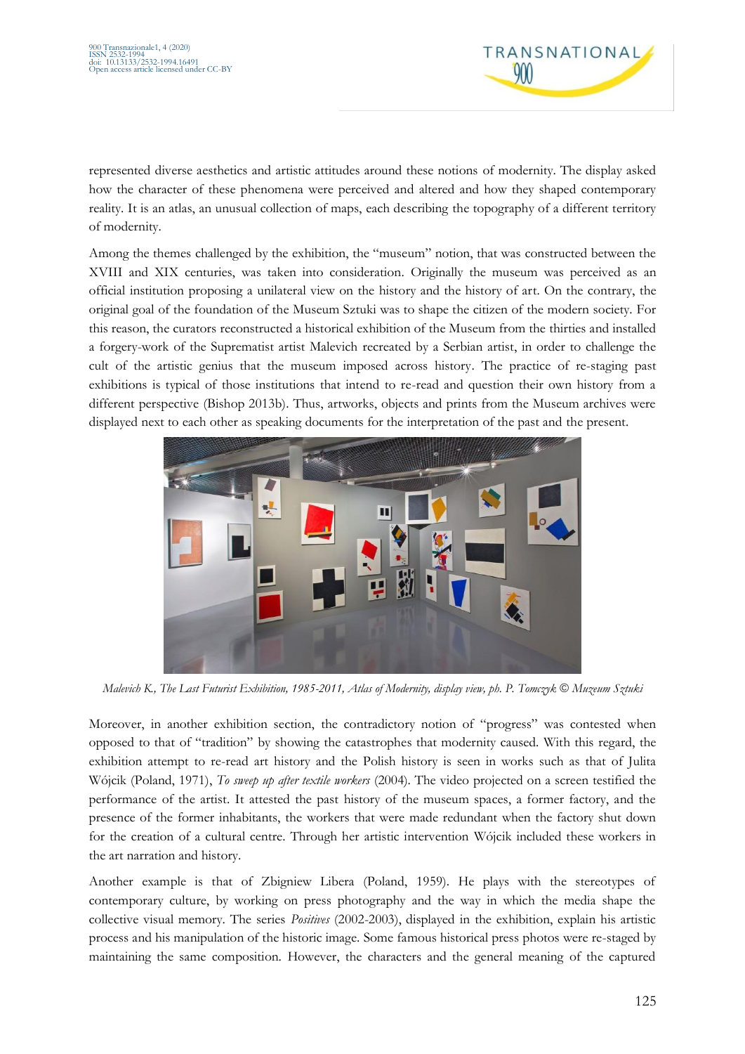represented diverse aesthetics and artistic attitudes around these notions of modernity. The display asked how the character of these phenomena were perceived and altered and how they shaped contemporary reality. It is an atlas, an unusual collection of maps, each describing the topography of a different territory of modernity.

Among the themes challenged by the exhibition, the "museum" notion, that was constructed between the XVIII and XIX centuries, was taken into consideration. Originally the museum was perceived as an official institution proposing a unilateral view on the history and the history of art. On the contrary, the original goal of the foundation of the Museum Sztuki was to shape the citizen of the modern society. For this reason, the curators reconstructed a historical exhibition of the Museum from the thirties and installed a forgery-work of the Suprematist artist Malevich recreated by a Serbian artist, in order to challenge the cult of the artistic genius that the museum imposed across history. The practice of re-staging past exhibitions is typical of those institutions that intend to re-read and question their own history from a different perspective (Bishop 2013b). Thus, artworks, objects and prints from the Museum archives were displayed next to each other as speaking documents for the interpretation of the past and the present.

*Malevich K., The Last Futurist Exhibition, 1985-2011, Atlas of Modernity, display view, ph. P. Tomczyk © Muzeum Sztuki*

Moreover, in another exhibition section, the contradictory notion of "progress" was contested when opposed to that of "tradition" by showing the catastrophes that modernity caused. With this regard, the exhibition attempt to re-read art history and the Polish history is seen in works such as that of Julita Wójcik (Poland, 1971), *To sweep up after textile workers* (2004). The video projected on a screen testified the performance of the artist. It attested the past history of the museum spaces, a former factory, and the presence of the former inhabitants, the workers that were made redundant when the factory shut down for the creation of a cultural centre. Through her artistic intervention Wójcik included these workers in the art narration and history.

Another example is that of Zbigniew Libera (Poland, 1959). He plays with the stereotypes of contemporary culture, by working on press photography and the way in which the media shape the collective visual memory. The series *Positives* (2002-2003), displayed in the exhibition, explain his artistic process and his manipulation of the historic image. Some famous historical press photos were re-staged by maintaining the same composition. However, the characters and the general meaning of the captured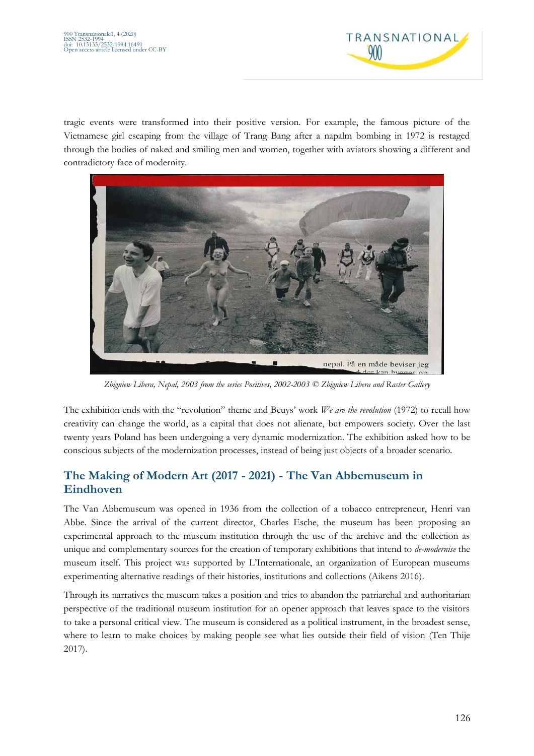tragic events were transformed into their positive version. For example, the famous picture of the Vietnamese girl escaping from the village of Trang Bang after a napalm bombing in 1972 is restaged through the bodies of naked and smiling men and women, together with aviators showing a different and contradictory face of modernity.

*Zbigniew Libera, Nepal, 2003 from the series Positives, 2002-2003 © Zbigniew Libera and Raster Gallery*

The exhibition ends with the "revolution" theme and Beuys' work *We are the revolution* (1972) to recall how creativity can change the world, as a capital that does not alienate, but empowers society. Over the last twenty years Poland has been undergoing a very dynamic modernization. The exhibition asked how to be conscious subjects of the modernization processes, instead of being just objects of a broader scenario.

## The Making of Modern Art (2017 - 2021) - The Van Abbemuseum in Eindhoven

The Van Abbemuseum was opened in 1936 from the collection of a tobacco entrepreneur, Henri van Abbe. Since the arrival of the current director, Charles Esche, the museum has been proposing an experimental approach to the museum institution through the use of the archive and the collection as unique and complementary sources for the creation of temporary exhibitions that intend to *de-modernise* the museum itself. This project was supported by L'Internationale, an organization of European museums experimenting alternative readings of their histories, institutions and collections (Aikens 2016).

Through its narratives the museum takes a position and tries to abandon the patriarchal and authoritarian perspective of the traditional museum institution for an opener approach that leaves space to the visitors to take a personal critical view. The museum is considered as a political instrument, in the broadest sense, where to learn to make choices by making people see what lies outside their field of vision (Ten Thije 2017).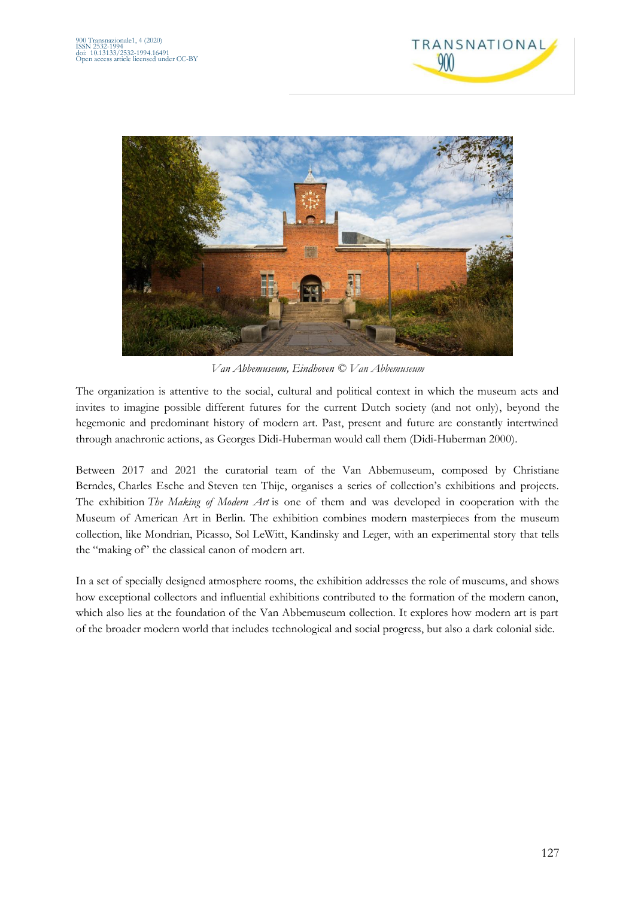*Van Abbemuseum, Eindhoven © Van Abbemuseum*

The organization is attentive to the social, cultural and political context in which the museum acts and invites to imagine possible different futures for the current Dutch society (and not only), beyond the hegemonic and predominant history of modern art. Past, present and future are constantly intertwined through anachronic actions, as Georges Didi-Huberman would call them (Didi-Huberman 2000).

Between 2017 and 2021 the curatorial team of the Van Abbemuseum, composed by Christiane Berndes, Charles Esche and Steven ten Thije, organises a series of collection's exhibitions and projects. The exhibition *The Making of Modern Art* is one of them and was developed in cooperation with the Museum of American Art in Berlin. The exhibition combines modern masterpieces from the museum collection, like Mondrian, Picasso, Sol LeWitt, Kandinsky and Leger, with an experimental story that tells the "making of" the classical canon of modern art.

In a set of specially designed atmosphere rooms, the exhibition addresses the role of museums, and shows how exceptional collectors and influential exhibitions contributed to the formation of the modern canon, which also lies at the foundation of the Van Abbemuseum collection. It explores how modern art is part of the broader modern world that includes technological and social progress, but also a dark colonial side.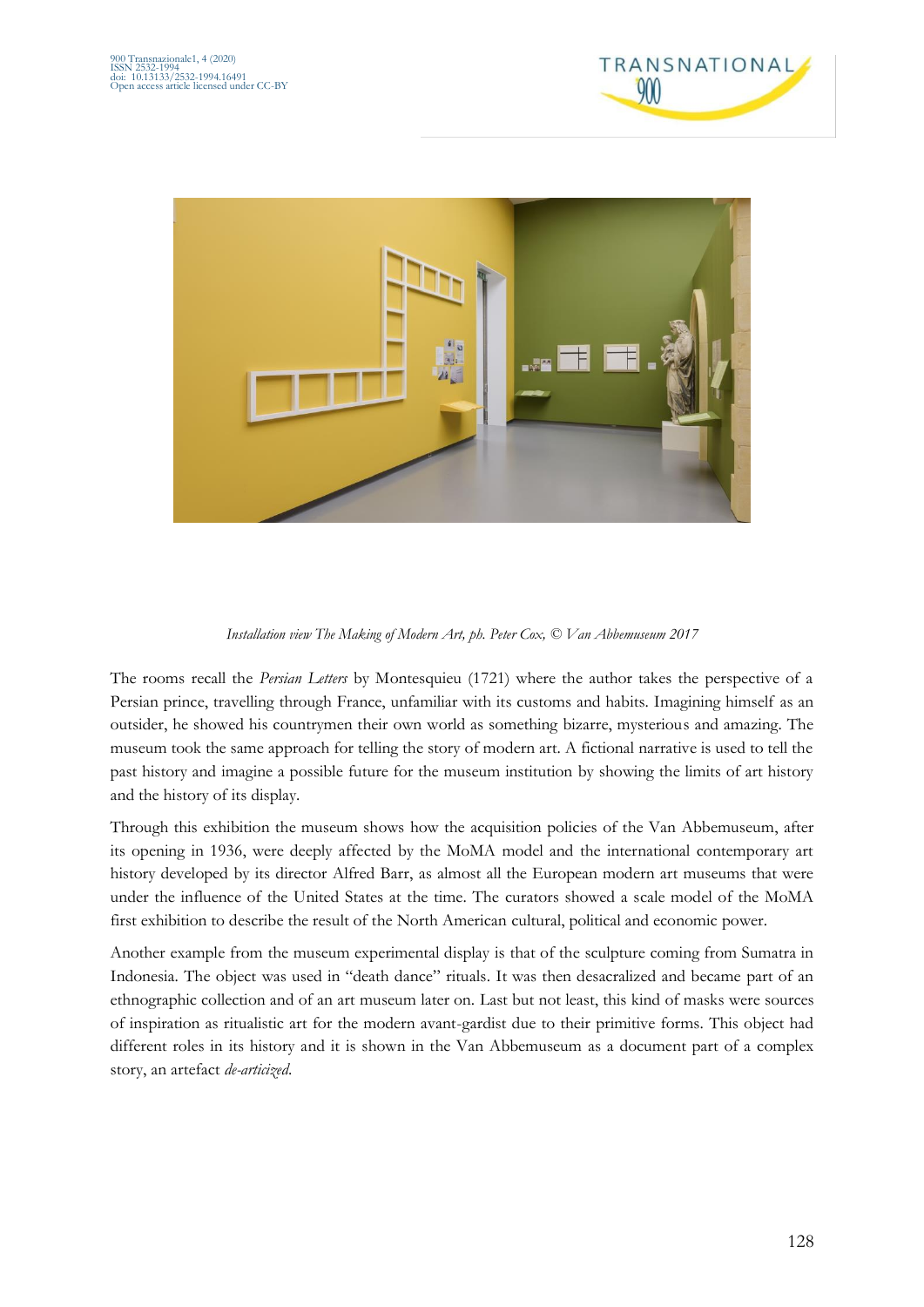*Installation view The Making of Modern Art, ph. Peter Cox, © Van Abbemuseum 2017*

The rooms recall the *Persian Letters* by Montesquieu (1721) where the author takes the perspective of a Persian prince, travelling through France, unfamiliar with its customs and habits. Imagining himself as an outsider, he showed his countrymen their own world as something bizarre, mysterious and amazing. The museum took the same approach for telling the story of modern art. A fictional narrative is used to tell the past history and imagine a possible future for the museum institution by showing the limits of art history and the history of its display.

Through this exhibition the museum shows how the acquisition policies of the Van Abbemuseum, after its opening in 1936, were deeply affected by the MoMA model and the international contemporary art history developed by its director Alfred Barr, as almost all the European modern art museums that were under the influence of the United States at the time. The curators showed a scale model of the MoMA first exhibition to describe the result of the North American cultural, political and economic power.

Another example from the museum experimental display is that of the sculpture coming from Sumatra in Indonesia. The object was used in "death dance" rituals. It was then desacralized and became part of an ethnographic collection and of an art museum later on. Last but not least, this kind of masks were sources of inspiration as ritualistic art for the modern avant-gardist due to their primitive forms. This object had different roles in its history and it is shown in the Van Abbemuseum as a document part of a complex story, an artefact *de-articized*.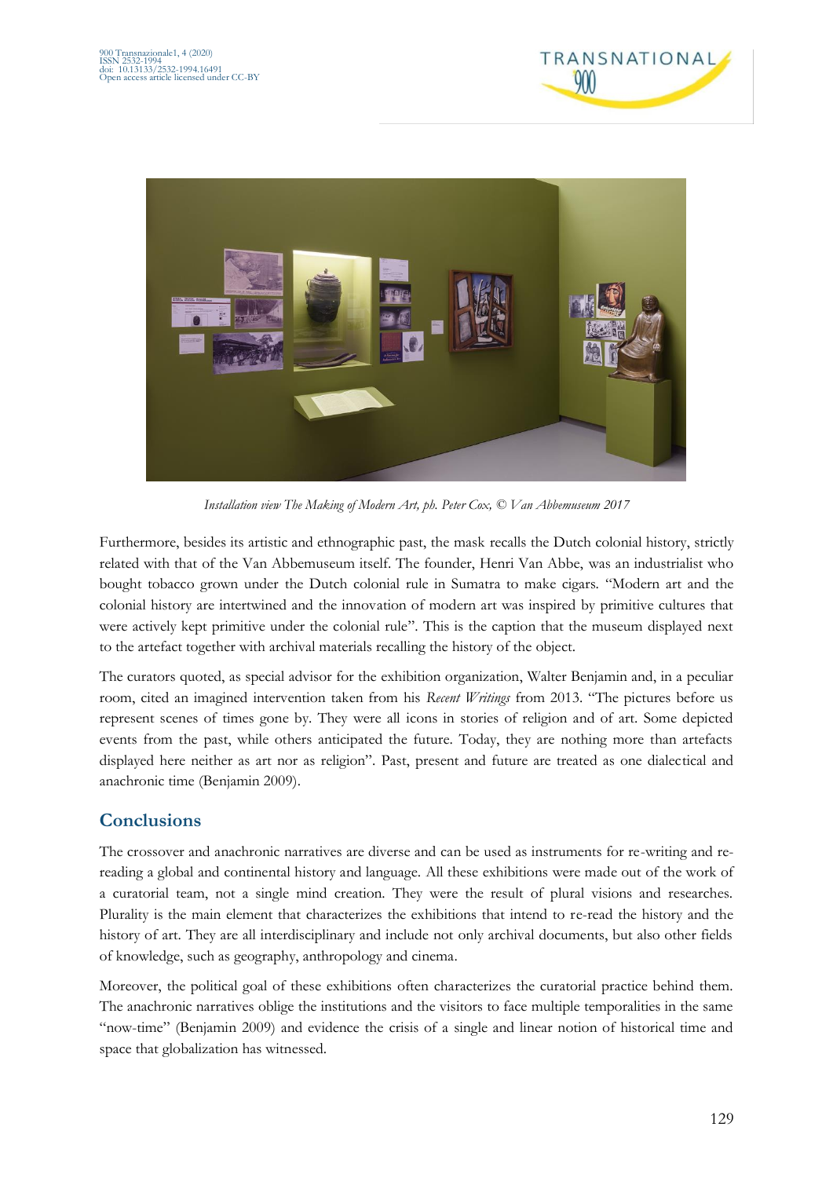*Installation view The Making of Modern Art, ph. Peter Cox, © Van Abbemuseum 2017*

Furthermore, besides its artistic and ethnographic past, the mask recalls the Dutch colonial history, strictly related with that of the Van Abbemuseum itself. The founder, Henri Van Abbe, was an industrialist who bought tobacco grown under the Dutch colonial rule in Sumatra to make cigars. "Modern art and the colonial history are intertwined and the innovation of modern art was inspired by primitive cultures that were actively kept primitive under the colonial rule". This is the caption that the museum displayed next to the artefact together with archival materials recalling the history of the object.

The curators quoted, as special advisor for the exhibition organization, Walter Benjamin and, in a peculiar room, cited an imagined intervention taken from his *Recent Writings* from 2013. "The pictures before us represent scenes of times gone by. They were all icons in stories of religion and of art. Some depicted events from the past, while others anticipated the future. Today, they are nothing more than artefacts displayed here neither as art nor as religion". Past, present and future are treated as one dialectical and anachronic time (Benjamin 2009).

## Conclusions

The crossover and anachronic narratives are diverse and can be used as instruments for re-writing and re-reading a global and continental history and language. All these exhibitions were made out of the work of a curatorial team, not a single mind creation. They were the result of plural visions and researches. Plurality is the main element that characterizes the exhibitions that intend to re-read the history and the history of art. They are all interdisciplinary and include not only archival documents, but also other fields of knowledge, such as geography, anthropology and cinema.

Moreover, the political goal of these exhibitions often characterizes the curatorial practice behind them. The anachronic narratives oblige the institutions and the visitors to face multiple temporalities in the same "now-time" (Benjamin 2009) and evidence the crisis of a single and linear notion of historical time and space that globalization has witnessed.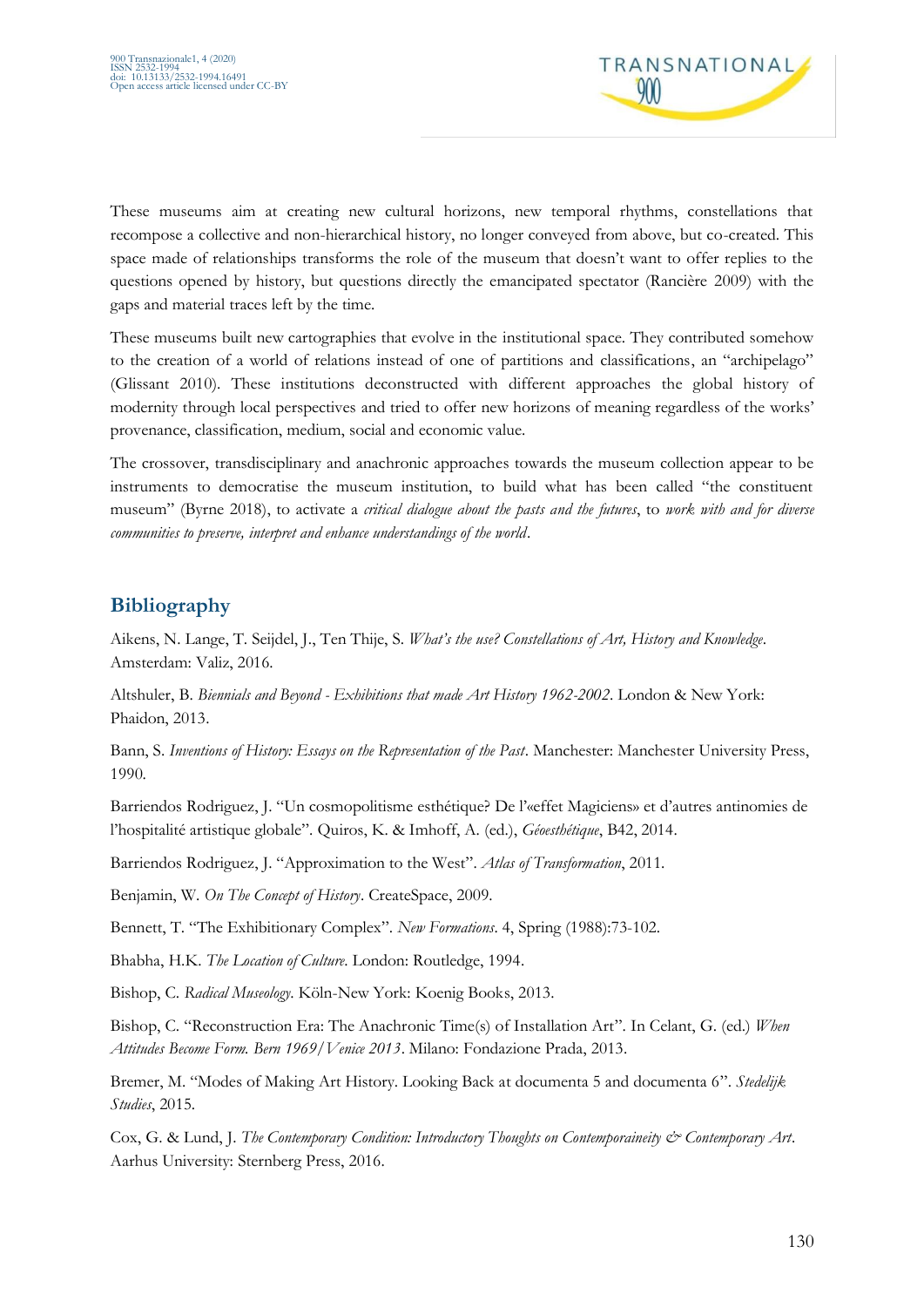These museums aim at creating new cultural horizons, new temporal rhythms, constellations that recompose a collective and non-hierarchical history, no longer conveyed from above, but co-created. This space made of relationships transforms the role of the museum that doesn't want to offer replies to the questions opened by history, but questions directly the emancipated spectator (Rancière 2009) with the gaps and material traces left by the time.

These museums built new cartographies that evolve in the institutional space. They contributed somehow to the creation of a world of relations instead of one of partitions and classifications, an "archipelago" (Glissant 2010). These institutions deconstructed with different approaches the global history of modernity through local perspectives and tried to offer new horizons of meaning regardless of the works' provenance, classification, medium, social and economic value.

The crossover, transdisciplinary and anachronic approaches towards the museum collection appear to be instruments to democratise the museum institution, to build what has been called "the constituent museum" (Byrne 2018), to activate a *critical dialogue about the pasts and the futures*, to *work with and for diverse communities to preserve, interpret and enhance understandings of the world*.

## Bibliography

Aikens, N. Lange, T. Seijdel, J., Ten Thije, S. *What's the use? Constellations of Art, History and Knowledge*. Amsterdam: Valiz, 2016.

Altshuler, B. *Biennials and Beyond - Exhibitions that made Art History 1962-2002*. London & New York: Phaidon, 2013.

Bann, S. *Inventions of History: Essays on the Representation of the Past*. Manchester: Manchester University Press, 1990.

Barriendos Rodriguez, J. "Un cosmopolitisme esthétique? De l'«effet Magiciens» et d'autres antinomies de l'hospitalité artistique globale". Quiros, K. & Imhoff, A. (ed.), *Géoesthétique*, B42, 2014.

Barriendos Rodriguez, J. "Approximation to the West". *Atlas of Transformation*, 2011.

Benjamin, W. *On The Concept of History*. CreateSpace, 2009.

Bennett, T. "The Exhibitionary Complex". *New Formations*. 4, Spring (1988):73-102.

Bhabha, H.K. *The Location of Culture*. London: Routledge, 1994.

Bishop, C. *Radical Museology*. Köln-New York: Koenig Books, 2013.

Bishop, C. "Reconstruction Era: The Anachronic Time(s) of Installation Art". In Celant, G. (ed.) *When Attitudes Become Form. Bern 1969/Venice 2013*. Milano: Fondazione Prada, 2013.

Bremer, M. "Modes of Making Art History. Looking Back at documenta 5 and documenta 6". *Stedelijk Studies*, 2015.

Cox, G. & Lund, J. *The Contemporary Condition: Introductory Thoughts on Contemporaineity & Contemporary Art*. Aarhus University: Sternberg Press, 2016.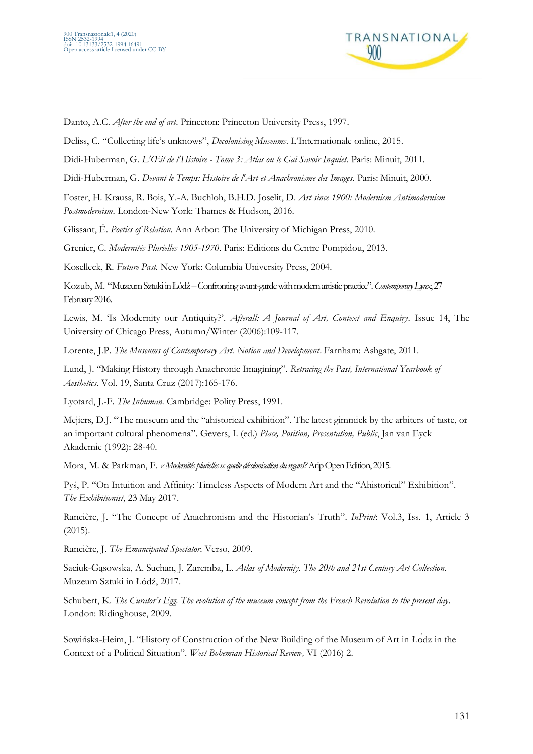Danto, A.C. *After the end of art*. Princeton: Princeton University Press, 1997.

Deliss, C. "Collecting life's unknows", *Decolonising Museums*. L'Internationale online, 2015.

Didi-Huberman, G. *L'Œil de l'Histoire - Tome 3: Atlas ou le Gai Savoir Inquiet*. Paris: Minuit, 2011.

Didi-Huberman, G. *Devant le Temps: Histoire de l'Art et Anachronisme des Images*. Paris: Minuit, 2000.

Foster, H. Krauss, R. Bois, Y.-A. Buchloh, B.H.D. Joselit, D. *Art since 1900: Modernism Antimodernism Postmodernism*. London-New York: Thames & Hudson, 2016.

Glissant, É. *Poetics of Relation*. Ann Arbor: The University of Michigan Press, 2010.

Grenier, C. *Modernités Plurielles 1905-1970*. Paris: Editions du Centre Pompidou, 2013.

Koselleck, R. *Future Past*. New York: Columbia University Press, 2004.

Kozub, M. "Muzeum Sztuki in Łódź – Confronting avant-garde with modern artistic practice". *Contemporary Lynx*, 27 February 2016.

Lewis, M. 'Is Modernity our Antiquity?'. *Afterall: A Journal of Art, Context and Enquiry*. Issue 14, The University of Chicago Press, Autumn/Winter (2006):109-117.

Lorente, J.P. *The Museums of Contemporary Art. Notion and Development*. Farnham: Ashgate, 2011.

Lund, J. "Making History through Anachronic Imagining". *Retracing the Past, International Yearbook of Aesthetics*. Vol. 19, Santa Cruz (2017):165-176.

Lyotard, J.-F. *The Inhuman*. Cambridge: Polity Press, 1991.

Mejiers, D.J. "The museum and the "ahistorical exhibition". The latest gimmick by the arbiters of taste, or an important cultural phenomena". Gevers, I. (ed.) *Place, Position, Presentation, Public*, Jan van Eyck Akademie (1992): 28-40.

Mora, M. & Parkman, F. *«Modernités plurielles»: quelle décolonisation du regard?* Arip Open Edition, 2015.

Pyś, P. "On Intuition and Affinity: Timeless Aspects of Modern Art and the "Ahistorical" Exhibition". *The Exhibitionist*, 23 May 2017.

Rancière, J. "The Concept of Anachronism and the Historian's Truth". *InPrint*: Vol.3, Iss. 1, Article 3 (2015).

Rancière, J. *The Emancipated Spectator*. Verso, 2009.

Saciuk-Gąsowska, A. Suchan, J. Zaremba, L. *Atlas of Modernity. The 20th and 21st Century Art Collection*. Muzeum Sztuki in Łódź, 2017.

Schubert, K. *The Curator's Egg. The evolution of the museum concept from the French Revolution to the present day*. London: Ridinghouse, 2009.

Sowińska-Heim, J. "History of Construction of the New Building of the Museum of Art in Łódz in the Context of a Political Situation". *West Bohemian Historical Review*, VI (2016) 2.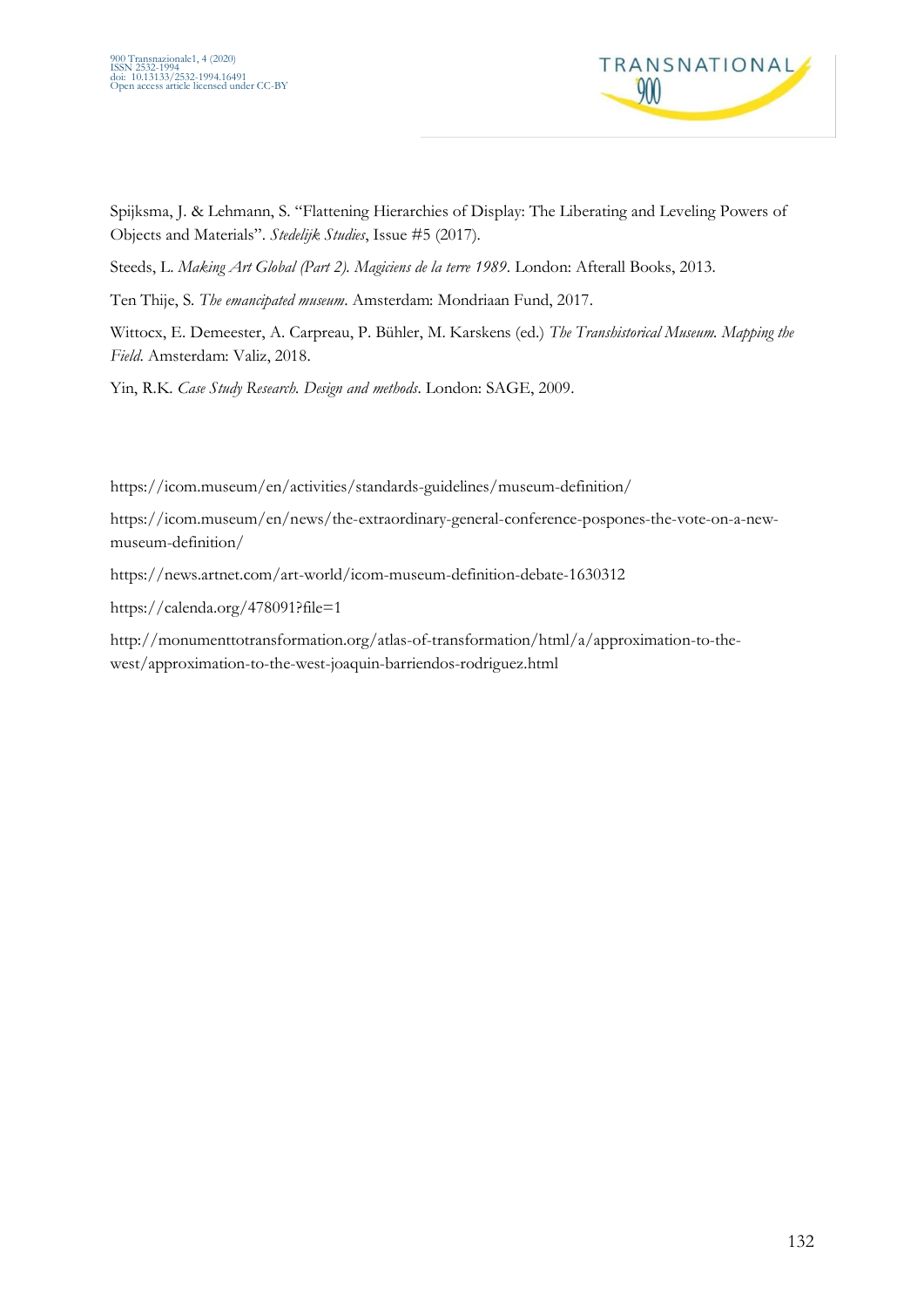Spijksma, J. & Lehmann, S. "Flattening Hierarchies of Display: The Liberating and Leveling Powers of Objects and Materials". *Stedelijk Studies*, Issue #5 (2017).

Steeds, L. *Making Art Global (Part 2). Magiciens de la terre 1989*. London: Afterall Books, 2013.

Ten Thije, S. *The emancipated museum*. Amsterdam: Mondriaan Fund, 2017.

Wittocx, E. Demeester, A. Carpreau, P. Bühler, M. Karskens (ed.) *The Transhistorical Museum. Mapping the Field*. Amsterdam: Valiz, 2018.

Yin, R.K. *Case Study Research. Design and methods*. London: SAGE, 2009.

https://icom.museum/en/activities/standards-guidelines/museum-definition/

https://icom.museum/en/news/the-extraordinary-general-conference-pospones-the-vote-on-a-new-museum-definition/

https://news.artnet.com/art-world/icom-museum-definition-debate-1630312

https://calenda.org/478091?file=1

http://monumenttotransformation.org/atlas-of-transformation/html/a/approximation-to-the-west/approximation-to-the-west-joaquin-barriendos-rodriguez.html